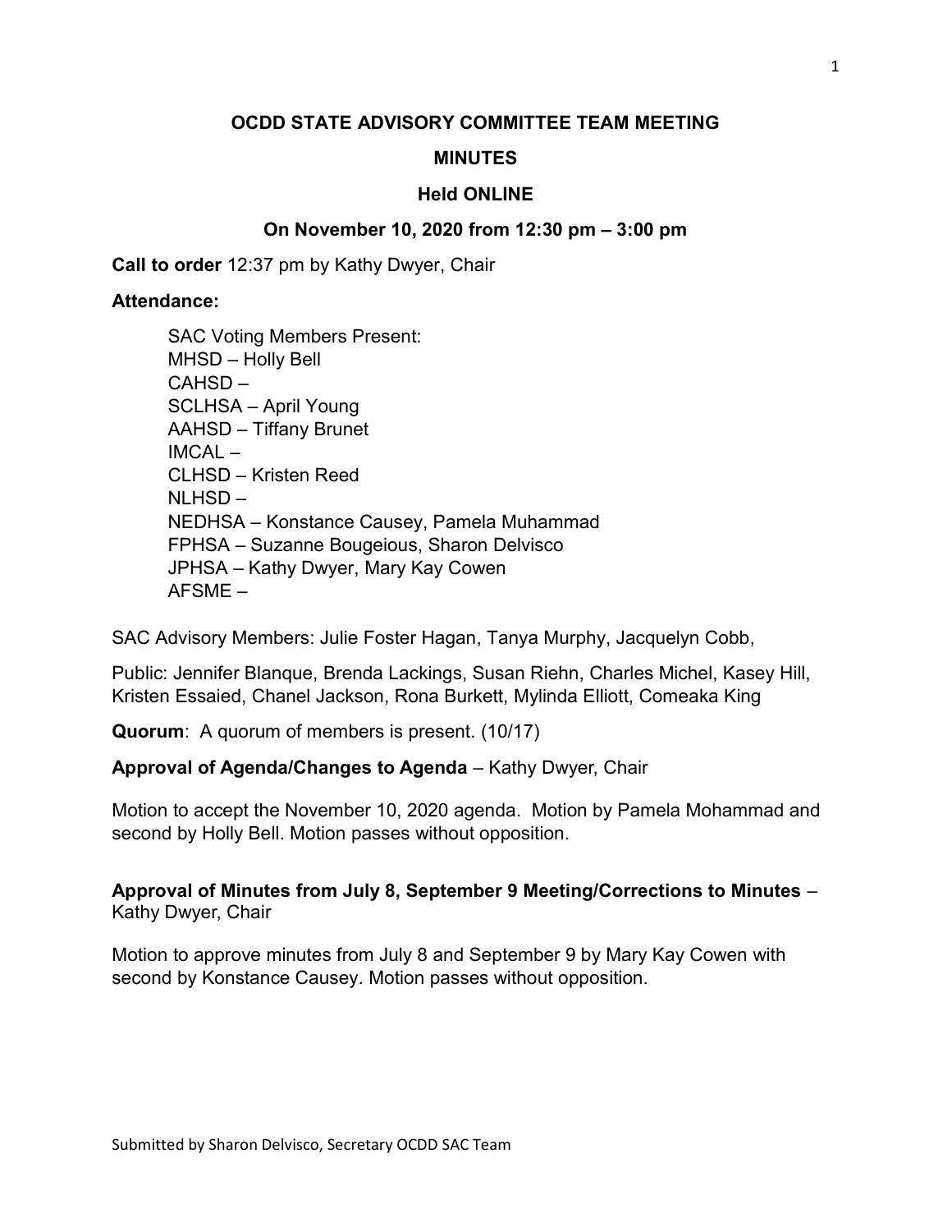# OCDD STATE ADVISORY COMMITTEE TEAM MEETING

## MINUTES

### Held ONLINE

### On November 10, 2020 from 12:30 pm – 3:00 pm

**Call to order** 12:37 pm by Kathy Dwyer, Chair

**Attendance:**

SAC Voting Members Present:
MHSD – Holly Bell
CAHSD –
SCLHSA – April Young
AAHSD – Tiffany Brunet
IMCAL –
CLHSD – Kristen Reed
NLHSD –
NEDHSA – Konstance Causey, Pamela Muhammad
FPHSA – Suzanne Bougeious, Sharon Delvisco
JPHSA – Kathy Dwyer, Mary Kay Cowen
AFSME –

SAC Advisory Members: Julie Foster Hagan, Tanya Murphy, Jacquelyn Cobb,

Public: Jennifer Blanque, Brenda Lackings, Susan Riehn, Charles Michel, Kasey Hill, Kristen Essaied, Chanel Jackson, Rona Burkett, Mylinda Elliott, Comeaka King

**Quorum**: A quorum of members is present. (10/17)

**Approval of Agenda/Changes to Agenda** – Kathy Dwyer, Chair

Motion to accept the November 10, 2020 agenda. Motion by Pamela Mohammad and second by Holly Bell. Motion passes without opposition.

**Approval of Minutes from July 8, September 9 Meeting/Corrections to Minutes** – Kathy Dwyer, Chair

Motion to approve minutes from July 8 and September 9 by Mary Kay Cowen with second by Konstance Causey. Motion passes without opposition.

Submitted by Sharon Delvisco, Secretary OCDD SAC Team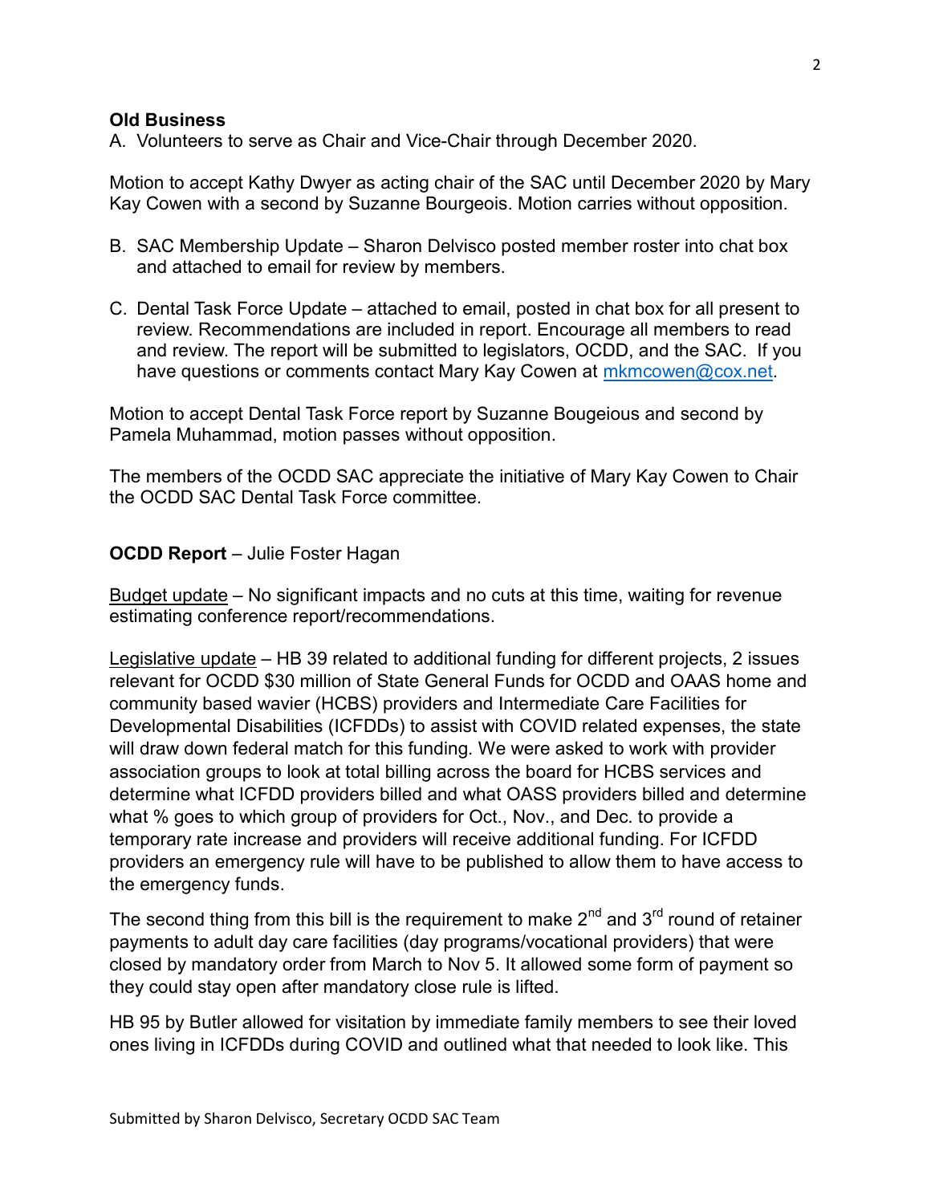**Old Business**

A. Volunteers to serve as Chair and Vice-Chair through December 2020.

Motion to accept Kathy Dwyer as acting chair of the SAC until December 2020 by Mary Kay Cowen with a second by Suzanne Bourgeois. Motion carries without opposition.

B. SAC Membership Update – Sharon Delvisco posted member roster into chat box and attached to email for review by members.

C. Dental Task Force Update – attached to email, posted in chat box for all present to review. Recommendations are included in report. Encourage all members to read and review. The report will be submitted to legislators, OCDD, and the SAC. If you have questions or comments contact Mary Kay Cowen at mkmcowen@cox.net.

Motion to accept Dental Task Force report by Suzanne Bougeious and second by Pamela Muhammad, motion passes without opposition.

The members of the OCDD SAC appreciate the initiative of Mary Kay Cowen to Chair the OCDD SAC Dental Task Force committee.

**OCDD Report** – Julie Foster Hagan

Budget update – No significant impacts and no cuts at this time, waiting for revenue estimating conference report/recommendations.

Legislative update – HB 39 related to additional funding for different projects, 2 issues relevant for OCDD $30 million of State General Funds for OCDD and OAAS home and community based wavier (HCBS) providers and Intermediate Care Facilities for Developmental Disabilities (ICFDDs) to assist with COVID related expenses, the state will draw down federal match for this funding. We were asked to work with provider association groups to look at total billing across the board for HCBS services and determine what ICFDD providers billed and what OASS providers billed and determine what % goes to which group of providers for Oct., Nov., and Dec. to provide a temporary rate increase and providers will receive additional funding. For ICFDD providers an emergency rule will have to be published to allow them to have access to the emergency funds.

The second thing from this bill is the requirement to make 2nd and 3rd round of retainer payments to adult day care facilities (day programs/vocational providers) that were closed by mandatory order from March to Nov 5. It allowed some form of payment so they could stay open after mandatory close rule is lifted.

HB 95 by Butler allowed for visitation by immediate family members to see their loved ones living in ICFDDs during COVID and outlined what that needed to look like. This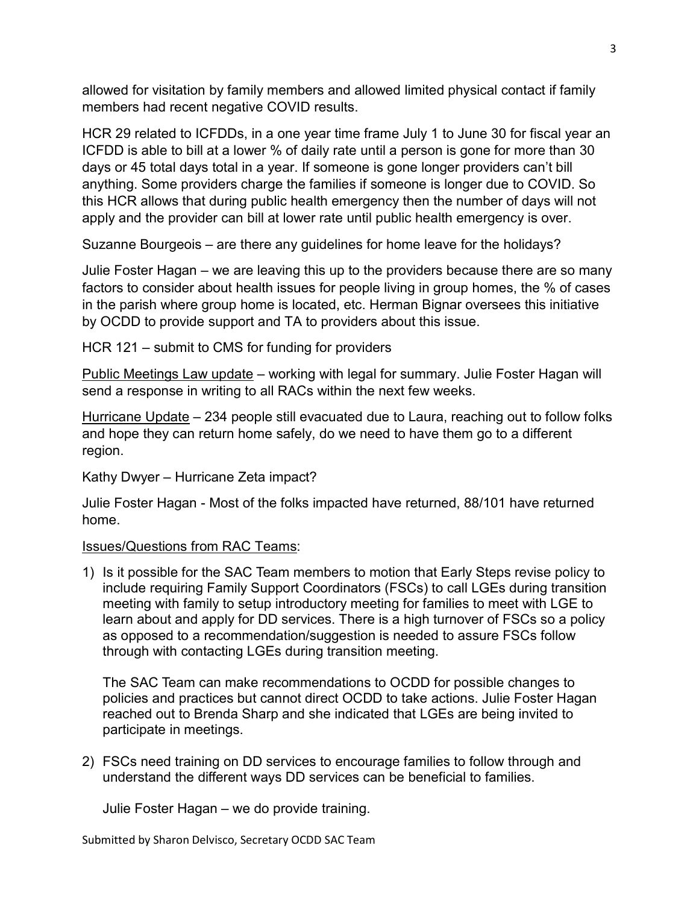allowed for visitation by family members and allowed limited physical contact if family members had recent negative COVID results.

HCR 29 related to ICFDDs, in a one year time frame July 1 to June 30 for fiscal year an ICFDD is able to bill at a lower % of daily rate until a person is gone for more than 30 days or 45 total days total in a year. If someone is gone longer providers can't bill anything. Some providers charge the families if someone is longer due to COVID. So this HCR allows that during public health emergency then the number of days will not apply and the provider can bill at lower rate until public health emergency is over.

Suzanne Bourgeois – are there any guidelines for home leave for the holidays?

Julie Foster Hagan – we are leaving this up to the providers because there are so many factors to consider about health issues for people living in group homes, the % of cases in the parish where group home is located, etc. Herman Bignar oversees this initiative by OCDD to provide support and TA to providers about this issue.

HCR 121 – submit to CMS for funding for providers

Public Meetings Law update – working with legal for summary. Julie Foster Hagan will send a response in writing to all RACs within the next few weeks.

Hurricane Update – 234 people still evacuated due to Laura, reaching out to follow folks and hope they can return home safely, do we need to have them go to a different region.

Kathy Dwyer – Hurricane Zeta impact?

Julie Foster Hagan - Most of the folks impacted have returned, 88/101 have returned home.

Issues/Questions from RAC Teams:

1) Is it possible for the SAC Team members to motion that Early Steps revise policy to include requiring Family Support Coordinators (FSCs) to call LGEs during transition meeting with family to setup introductory meeting for families to meet with LGE to learn about and apply for DD services. There is a high turnover of FSCs so a policy as opposed to a recommendation/suggestion is needed to assure FSCs follow through with contacting LGEs during transition meeting.

   The SAC Team can make recommendations to OCDD for possible changes to policies and practices but cannot direct OCDD to take actions. Julie Foster Hagan reached out to Brenda Sharp and she indicated that LGEs are being invited to participate in meetings.

2) FSCs need training on DD services to encourage families to follow through and understand the different ways DD services can be beneficial to families.

   Julie Foster Hagan – we do provide training.

Submitted by Sharon Delvisco, Secretary OCDD SAC Team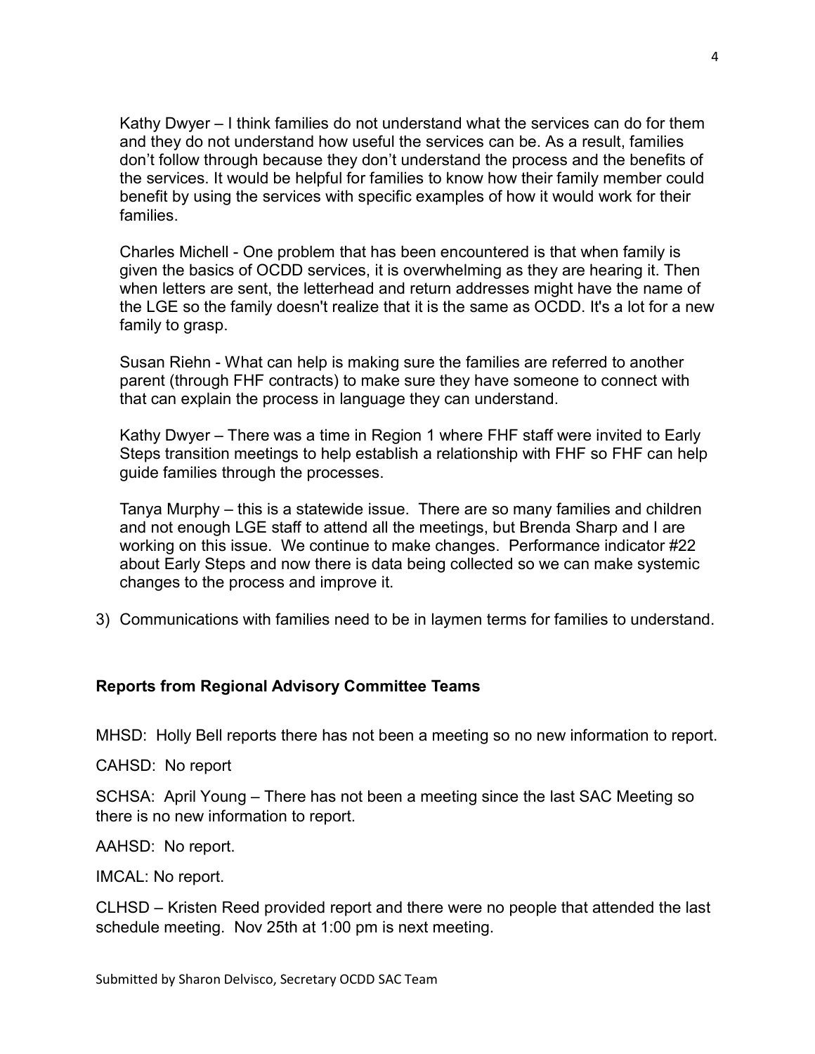Kathy Dwyer – I think families do not understand what the services can do for them and they do not understand how useful the services can be. As a result, families don't follow through because they don't understand the process and the benefits of the services. It would be helpful for families to know how their family member could benefit by using the services with specific examples of how it would work for their families.

Charles Michell - One problem that has been encountered is that when family is given the basics of OCDD services, it is overwhelming as they are hearing it. Then when letters are sent, the letterhead and return addresses might have the name of the LGE so the family doesn't realize that it is the same as OCDD. It's a lot for a new family to grasp.

Susan Riehn - What can help is making sure the families are referred to another parent (through FHF contracts) to make sure they have someone to connect with that can explain the process in language they can understand.

Kathy Dwyer – There was a time in Region 1 where FHF staff were invited to Early Steps transition meetings to help establish a relationship with FHF so FHF can help guide families through the processes.

Tanya Murphy – this is a statewide issue. There are so many families and children and not enough LGE staff to attend all the meetings, but Brenda Sharp and I are working on this issue. We continue to make changes. Performance indicator #22 about Early Steps and now there is data being collected so we can make systemic changes to the process and improve it.

3) Communications with families need to be in laymen terms for families to understand.

**Reports from Regional Advisory Committee Teams**

MHSD: Holly Bell reports there has not been a meeting so no new information to report.

CAHSD: No report

SCHSA: April Young – There has not been a meeting since the last SAC Meeting so there is no new information to report.

AAHSD: No report.

IMCAL: No report.

CLHSD – Kristen Reed provided report and there were no people that attended the last schedule meeting. Nov 25th at 1:00 pm is next meeting.

Submitted by Sharon Delvisco, Secretary OCDD SAC Team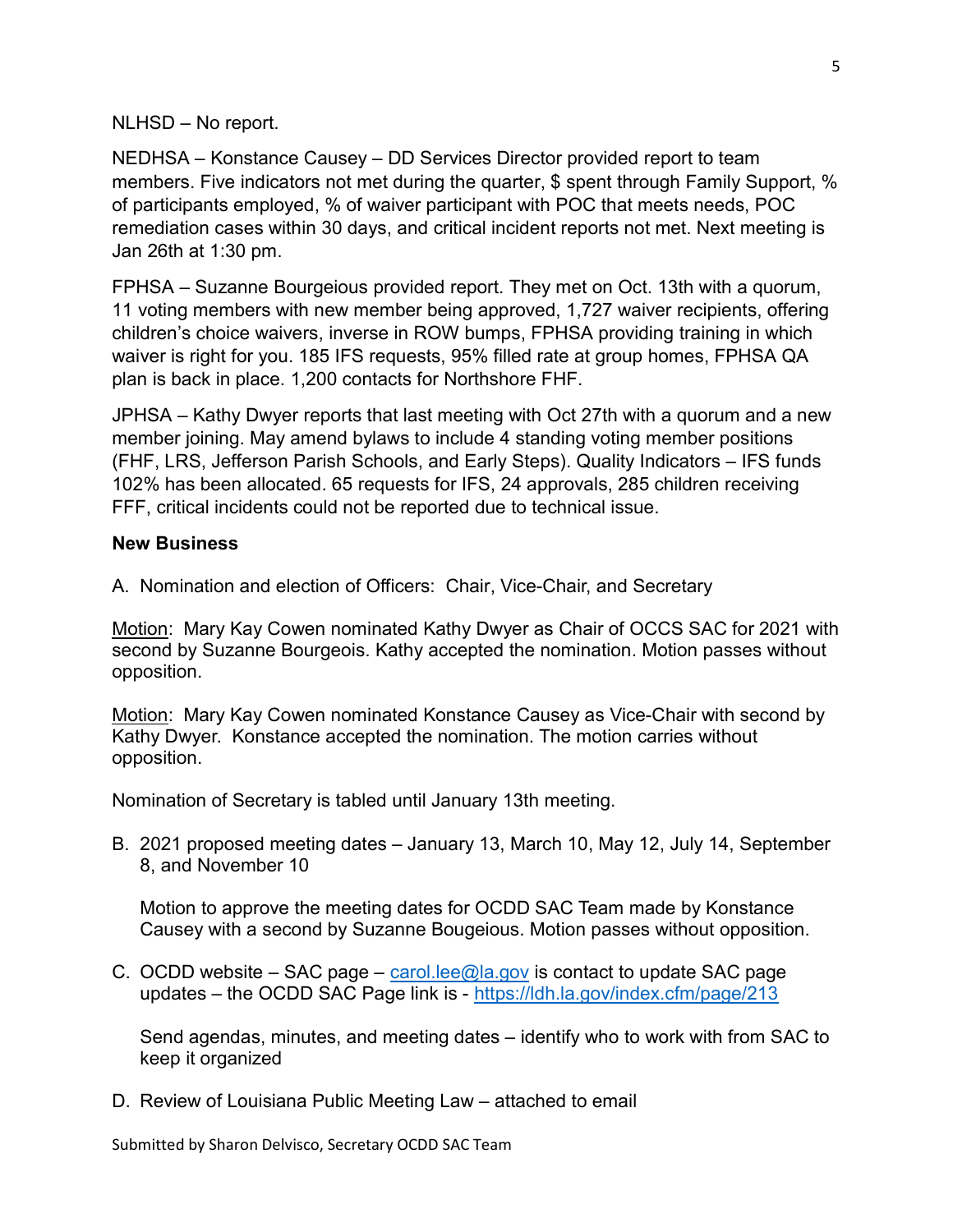NLHSD – No report.

NEDHSA – Konstance Causey – DD Services Director provided report to team members. Five indicators not met during the quarter, $ spent through Family Support, % of participants employed, % of waiver participant with POC that meets needs, POC remediation cases within 30 days, and critical incident reports not met. Next meeting is Jan 26th at 1:30 pm.

FPHSA – Suzanne Bourgeious provided report. They met on Oct. 13th with a quorum, 11 voting members with new member being approved, 1,727 waiver recipients, offering children's choice waivers, inverse in ROW bumps, FPHSA providing training in which waiver is right for you. 185 IFS requests, 95% filled rate at group homes, FPHSA QA plan is back in place. 1,200 contacts for Northshore FHF.

JPHSA – Kathy Dwyer reports that last meeting with Oct 27th with a quorum and a new member joining. May amend bylaws to include 4 standing voting member positions (FHF, LRS, Jefferson Parish Schools, and Early Steps). Quality Indicators – IFS funds 102% has been allocated. 65 requests for IFS, 24 approvals, 285 children receiving FFF, critical incidents could not be reported due to technical issue.

**New Business**

A. Nomination and election of Officers: Chair, Vice-Chair, and Secretary

Motion: Mary Kay Cowen nominated Kathy Dwyer as Chair of OCCS SAC for 2021 with second by Suzanne Bourgeois. Kathy accepted the nomination. Motion passes without opposition.

Motion: Mary Kay Cowen nominated Konstance Causey as Vice-Chair with second by Kathy Dwyer. Konstance accepted the nomination. The motion carries without opposition.

Nomination of Secretary is tabled until January 13th meeting.

B. 2021 proposed meeting dates – January 13, March 10, May 12, July 14, September 8, and November 10

   Motion to approve the meeting dates for OCDD SAC Team made by Konstance Causey with a second by Suzanne Bougeious. Motion passes without opposition.

C. OCDD website – SAC page – carol.lee@la.gov is contact to update SAC page updates – the OCDD SAC Page link is - https://ldh.la.gov/index.cfm/page/213

   Send agendas, minutes, and meeting dates – identify who to work with from SAC to keep it organized

D. Review of Louisiana Public Meeting Law – attached to email

Submitted by Sharon Delvisco, Secretary OCDD SAC Team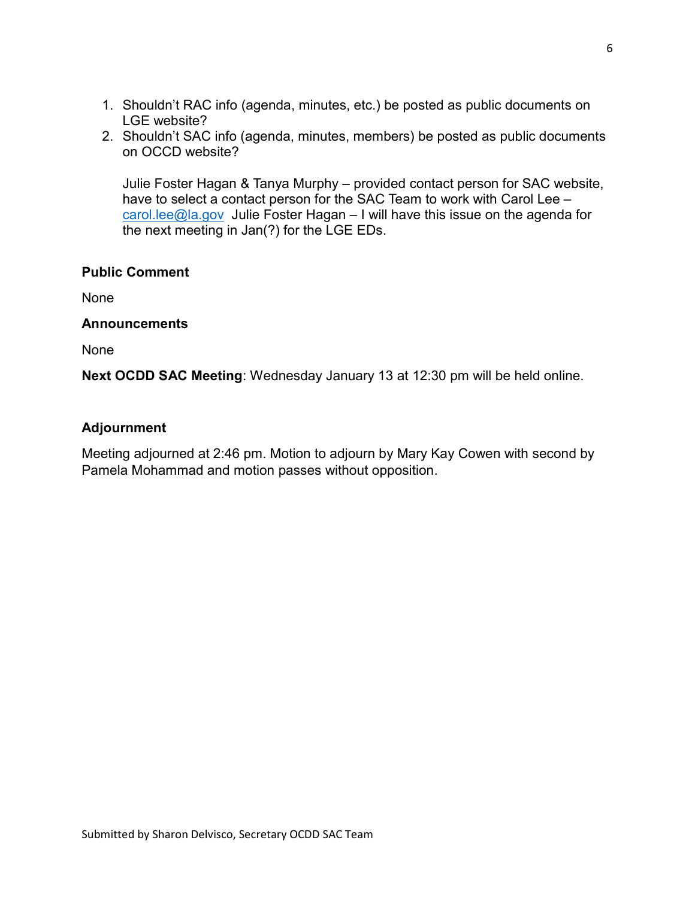1. Shouldn't RAC info (agenda, minutes, etc.) be posted as public documents on LGE website?
2. Shouldn't SAC info (agenda, minutes, members) be posted as public documents on OCCD website?

   Julie Foster Hagan & Tanya Murphy – provided contact person for SAC website, have to select a contact person for the SAC Team to work with Carol Lee – carol.lee@la.gov Julie Foster Hagan – I will have this issue on the agenda for the next meeting in Jan(?) for the LGE EDs.

**Public Comment**

None

**Announcements**

None

**Next OCDD SAC Meeting**: Wednesday January 13 at 12:30 pm will be held online.

**Adjournment**

Meeting adjourned at 2:46 pm. Motion to adjourn by Mary Kay Cowen with second by Pamela Mohammad and motion passes without opposition.

Submitted by Sharon Delvisco, Secretary OCDD SAC Team